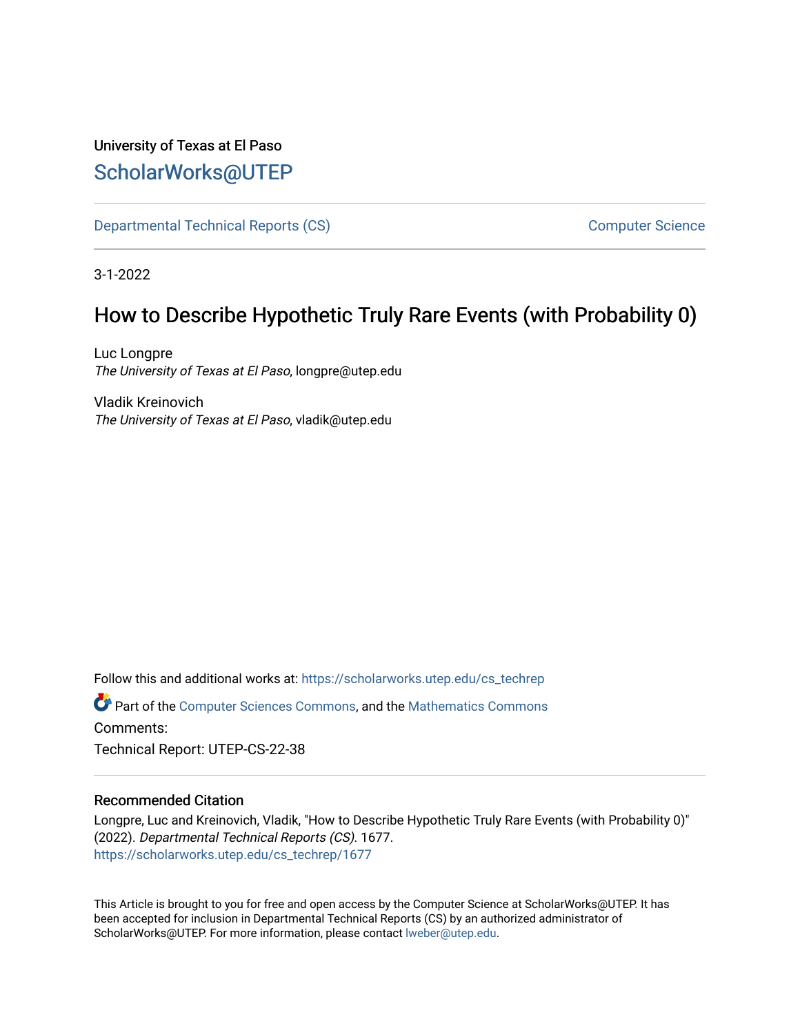University of Texas at El Paso

## ScholarWorks@UTEP

Departmental Technical Reports (CS) Computer Science

3-1-2022

# How to Describe Hypothetic Truly Rare Events (with Probability 0)

Luc Longpre
*The University of Texas at El Paso*, longpre@utep.edu

Vladik Kreinovich
*The University of Texas at El Paso*, vladik@utep.edu

Follow this and additional works at: https://scholarworks.utep.edu/cs_techrep

Part of the Computer Sciences Commons, and the Mathematics Commons

Comments:

Technical Report: UTEP-CS-22-38

### Recommended Citation

Longpre, Luc and Kreinovich, Vladik, "How to Describe Hypothetic Truly Rare Events (with Probability 0)" (2022). *Departmental Technical Reports (CS)*. 1677.
https://scholarworks.utep.edu/cs_techrep/1677

This Article is brought to you for free and open access by the Computer Science at ScholarWorks@UTEP. It has been accepted for inclusion in Departmental Technical Reports (CS) by an authorized administrator of ScholarWorks@UTEP. For more information, please contact lweber@utep.edu.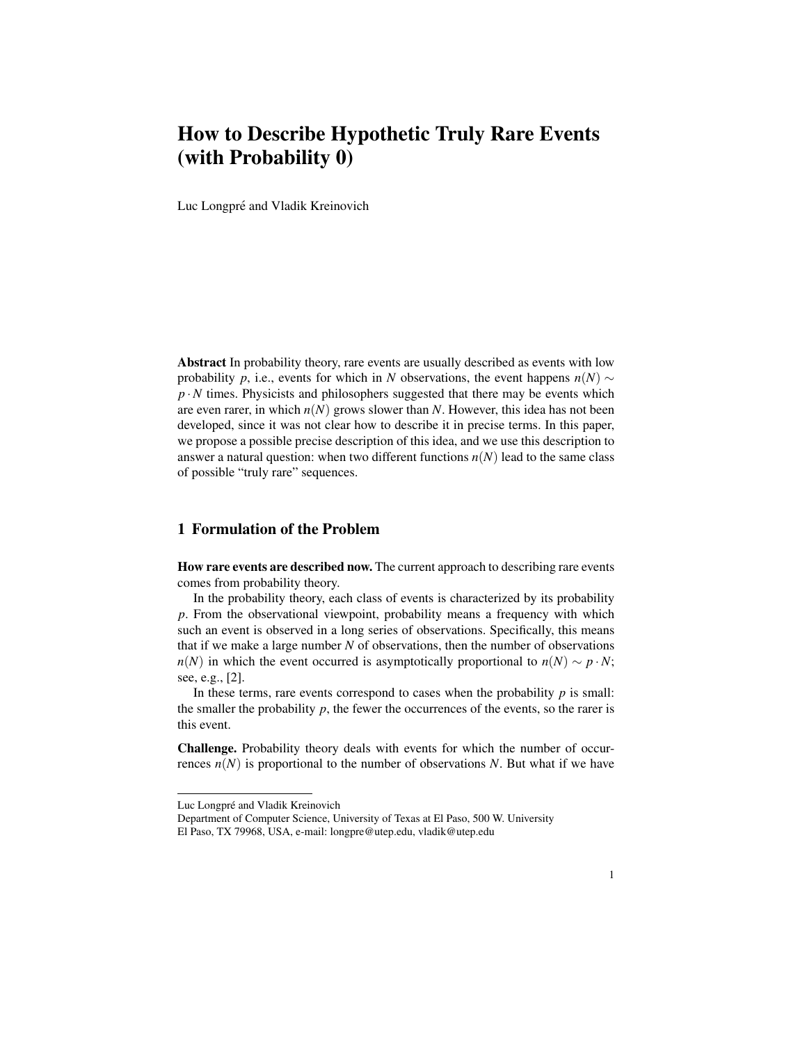# How to Describe Hypothetic Truly Rare Events (with Probability 0)

Luc Longpré and Vladik Kreinovich

**Abstract** In probability theory, rare events are usually described as events with low probability $p$, i.e., events for which in $N$ observations, the event happens $n(N) \sim p \cdot N$ times. Physicists and philosophers suggested that there may be events which are even rarer, in which $n(N)$ grows slower than $N$. However, this idea has not been developed, since it was not clear how to describe it in precise terms. In this paper, we propose a possible precise description of this idea, and we use this description to answer a natural question: when two different functions $n(N)$ lead to the same class of possible "truly rare" sequences.

## 1 Formulation of the Problem

**How rare events are described now.** The current approach to describing rare events comes from probability theory.

In the probability theory, each class of events is characterized by its probability $p$. From the observational viewpoint, probability means a frequency with which such an event is observed in a long series of observations. Specifically, this means that if we make a large number $N$ of observations, then the number of observations $n(N)$ in which the event occurred is asymptotically proportional to $n(N) \sim p \cdot N$; see, e.g., [2].

In these terms, rare events correspond to cases when the probability $p$ is small: the smaller the probability $p$, the fewer the occurrences of the events, so the rarer is this event.

**Challenge.** Probability theory deals with events for which the number of occurrences $n(N)$ is proportional to the number of observations $N$. But what if we have

---

Luc Longpré and Vladik Kreinovich
Department of Computer Science, University of Texas at El Paso, 500 W. University
El Paso, TX 79968, USA, e-mail: longpre@utep.edu, vladik@utep.edu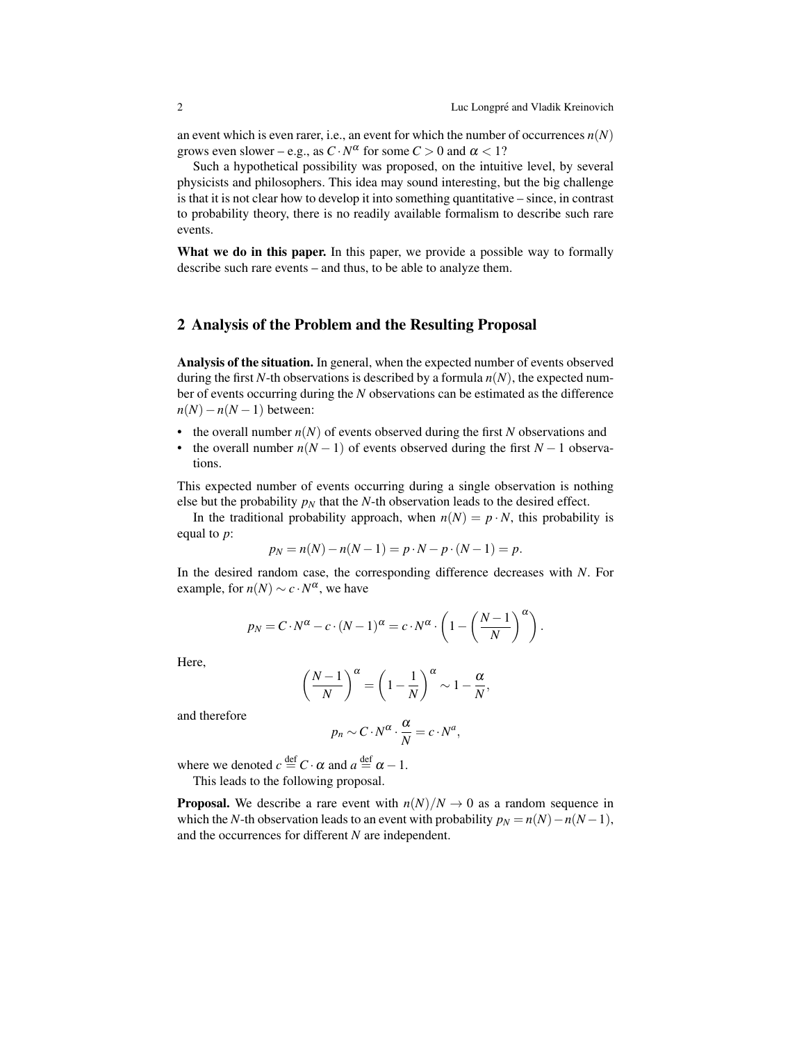an event which is even rarer, i.e., an event for which the number of occurrences $n(N)$ grows even slower – e.g., as $C \cdot N^{\alpha}$ for some $C > 0$ and $\alpha < 1$?

Such a hypothetical possibility was proposed, on the intuitive level, by several physicists and philosophers. This idea may sound interesting, but the big challenge is that it is not clear how to develop it into something quantitative – since, in contrast to probability theory, there is no readily available formalism to describe such rare events.

**What we do in this paper.** In this paper, we provide a possible way to formally describe such rare events – and thus, to be able to analyze them.

## 2 Analysis of the Problem and the Resulting Proposal

**Analysis of the situation.** In general, when the expected number of events observed during the first $N$-th observations is described by a formula $n(N)$, the expected number of events occurring during the $N$ observations can be estimated as the difference $n(N) - n(N-1)$ between:

- the overall number $n(N)$ of events observed during the first $N$ observations and
- the overall number $n(N-1)$ of events observed during the first $N-1$ observations.

This expected number of events occurring during a single observation is nothing else but the probability $p_N$ that the $N$-th observation leads to the desired effect.

In the traditional probability approach, when $n(N) = p \cdot N$, this probability is equal to $p$:

$$p_N = n(N) - n(N-1) = p \cdot N - p \cdot (N-1) = p.$$

In the desired random case, the corresponding difference decreases with $N$. For example, for $n(N) \sim c \cdot N^{\alpha}$, we have

$$p_N = C \cdot N^{\alpha} - c \cdot (N-1)^{\alpha} = c \cdot N^{\alpha} \cdot \left(1 - \left(\frac{N-1}{N}\right)^{\alpha}\right).$$

Here,

$$\left(\frac{N-1}{N}\right)^{\alpha} = \left(1 - \frac{1}{N}\right)^{\alpha} \sim 1 - \frac{\alpha}{N},$$

and therefore

$$p_n \sim C \cdot N^{\alpha} \cdot \frac{\alpha}{N} = c \cdot N^{a},$$

where we denoted $c \stackrel{\text{def}}{=} C \cdot \alpha$ and $a \stackrel{\text{def}}{=} \alpha - 1$.

This leads to the following proposal.

**Proposal.** We describe a rare event with $n(N)/N \to 0$ as a random sequence in which the $N$-th observation leads to an event with probability $p_N = n(N) - n(N-1)$, and the occurrences for different $N$ are independent.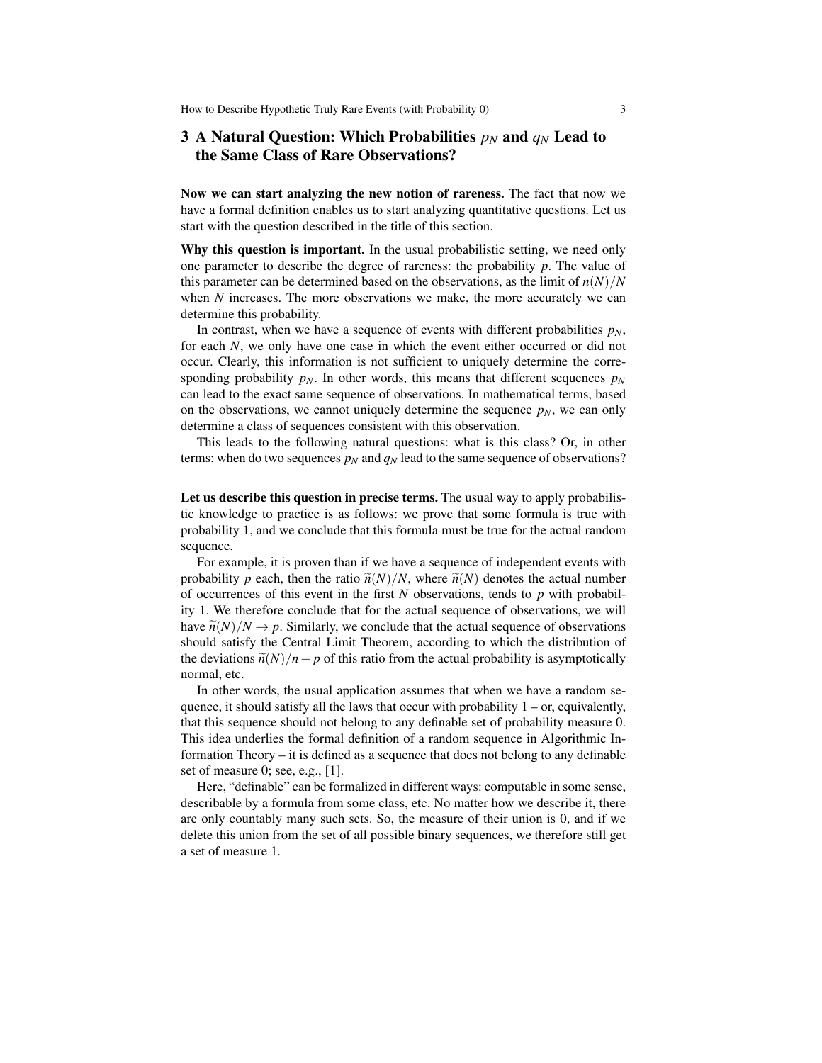## 3 A Natural Question: Which Probabilities $p_N$ and $q_N$ Lead to the Same Class of Rare Observations?

**Now we can start analyzing the new notion of rareness.** The fact that now we have a formal definition enables us to start analyzing quantitative questions. Let us start with the question described in the title of this section.

**Why this question is important.** In the usual probabilistic setting, we need only one parameter to describe the degree of rareness: the probability $p$. The value of this parameter can be determined based on the observations, as the limit of $n(N)/N$ when $N$ increases. The more observations we make, the more accurately we can determine this probability.

In contrast, when we have a sequence of events with different probabilities $p_N$, for each $N$, we only have one case in which the event either occurred or did not occur. Clearly, this information is not sufficient to uniquely determine the corresponding probability $p_N$. In other words, this means that different sequences $p_N$ can lead to the exact same sequence of observations. In mathematical terms, based on the observations, we cannot uniquely determine the sequence $p_N$, we can only determine a class of sequences consistent with this observation.

This leads to the following natural questions: what is this class? Or, in other terms: when do two sequences $p_N$ and $q_N$ lead to the same sequence of observations?

**Let us describe this question in precise terms.** The usual way to apply probabilistic knowledge to practice is as follows: we prove that some formula is true with probability 1, and we conclude that this formula must be true for the actual random sequence.

For example, it is proven than if we have a sequence of independent events with probability $p$ each, then the ratio $\widetilde{n}(N)/N$, where $\widetilde{n}(N)$ denotes the actual number of occurrences of this event in the first $N$ observations, tends to $p$ with probability 1. We therefore conclude that for the actual sequence of observations, we will have $\widetilde{n}(N)/N \to p$. Similarly, we conclude that the actual sequence of observations should satisfy the Central Limit Theorem, according to which the distribution of the deviations $\widetilde{n}(N)/n - p$ of this ratio from the actual probability is asymptotically normal, etc.

In other words, the usual application assumes that when we have a random sequence, it should satisfy all the laws that occur with probability 1 – or, equivalently, that this sequence should not belong to any definable set of probability measure 0. This idea underlies the formal definition of a random sequence in Algorithmic Information Theory – it is defined as a sequence that does not belong to any definable set of measure 0; see, e.g., [1].

Here, "definable" can be formalized in different ways: computable in some sense, describable by a formula from some class, etc. No matter how we describe it, there are only countably many such sets. So, the measure of their union is 0, and if we delete this union from the set of all possible binary sequences, we therefore still get a set of measure 1.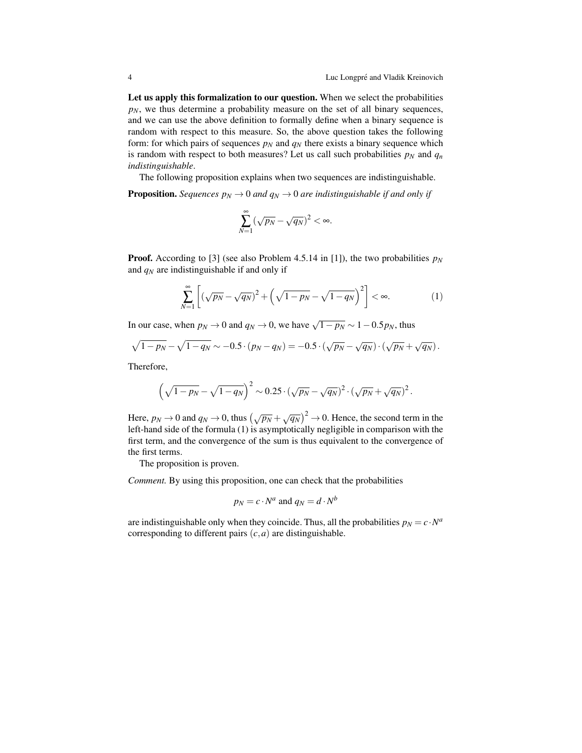**Let us apply this formalization to our question.** When we select the probabilities $p_N$, we thus determine a probability measure on the set of all binary sequences, and we can use the above definition to formally define when a binary sequence is random with respect to this measure. So, the above question takes the following form: for which pairs of sequences $p_N$ and $q_N$ there exists a binary sequence which is random with respect to both measures? Let us call such probabilities $p_N$ and $q_n$ *indistinguishable*.

The following proposition explains when two sequences are indistinguishable.

**Proposition.** *Sequences $p_N \to 0$ and $q_N \to 0$ are indistinguishable if and only if*

$$\sum_{N=1}^{\infty} (\sqrt{p_N} - \sqrt{q_N})^2 < \infty.$$

**Proof.** According to [3] (see also Problem 4.5.14 in [1]), the two probabilities $p_N$ and $q_N$ are indistinguishable if and only if

$$\sum_{N=1}^{\infty} \left[ (\sqrt{p_N} - \sqrt{q_N})^2 + \left( \sqrt{1-p_N} - \sqrt{1-q_N} \right)^2 \right] < \infty. \tag{1}$$

In our case, when $p_N \to 0$ and $q_N \to 0$, we have $\sqrt{1-p_N} \sim 1 - 0.5 p_N$, thus

$$\sqrt{1-p_N} - \sqrt{1-q_N} \sim -0.5 \cdot (p_N - q_N) = -0.5 \cdot (\sqrt{p_N} - \sqrt{q_N}) \cdot (\sqrt{p_N} + \sqrt{q_N}).$$

Therefore,

$$\left( \sqrt{1-p_N} - \sqrt{1-q_N} \right)^2 \sim 0.25 \cdot (\sqrt{p_N} - \sqrt{q_N})^2 \cdot (\sqrt{p_N} + \sqrt{q_N})^2.$$

Here, $p_N \to 0$ and $q_N \to 0$, thus $\left( \sqrt{p_N} + \sqrt{q_N} \right)^2 \to 0$. Hence, the second term in the left-hand side of the formula (1) is asymptotically negligible in comparison with the first term, and the convergence of the sum is thus equivalent to the convergence of the first terms.

The proposition is proven.

*Comment.* By using this proposition, one can check that the probabilities

$$p_N = c \cdot N^a \text{ and } q_N = d \cdot N^b$$

are indistinguishable only when they coincide. Thus, all the probabilities $p_N = c \cdot N^a$ corresponding to different pairs $(c, a)$ are distinguishable.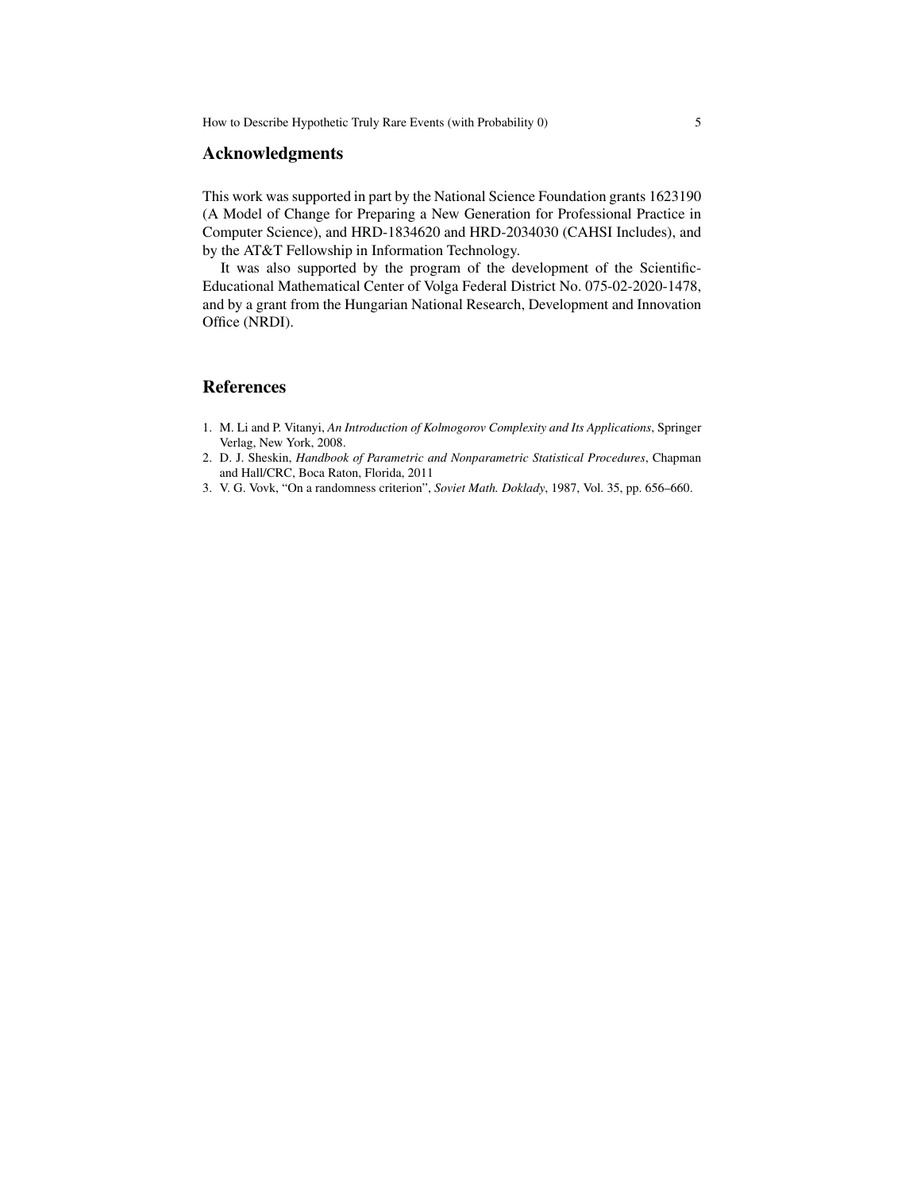## Acknowledgments

This work was supported in part by the National Science Foundation grants 1623190 (A Model of Change for Preparing a New Generation for Professional Practice in Computer Science), and HRD-1834620 and HRD-2034030 (CAHSI Includes), and by the AT&T Fellowship in Information Technology.

It was also supported by the program of the development of the Scientific-Educational Mathematical Center of Volga Federal District No. 075-02-2020-1478, and by a grant from the Hungarian National Research, Development and Innovation Office (NRDI).

## References

1. M. Li and P. Vitanyi, *An Introduction of Kolmogorov Complexity and Its Applications*, Springer Verlag, New York, 2008.
2. D. J. Sheskin, *Handbook of Parametric and Nonparametric Statistical Procedures*, Chapman and Hall/CRC, Boca Raton, Florida, 2011
3. V. G. Vovk, "On a randomness criterion", *Soviet Math. Doklady*, 1987, Vol. 35, pp. 656–660.